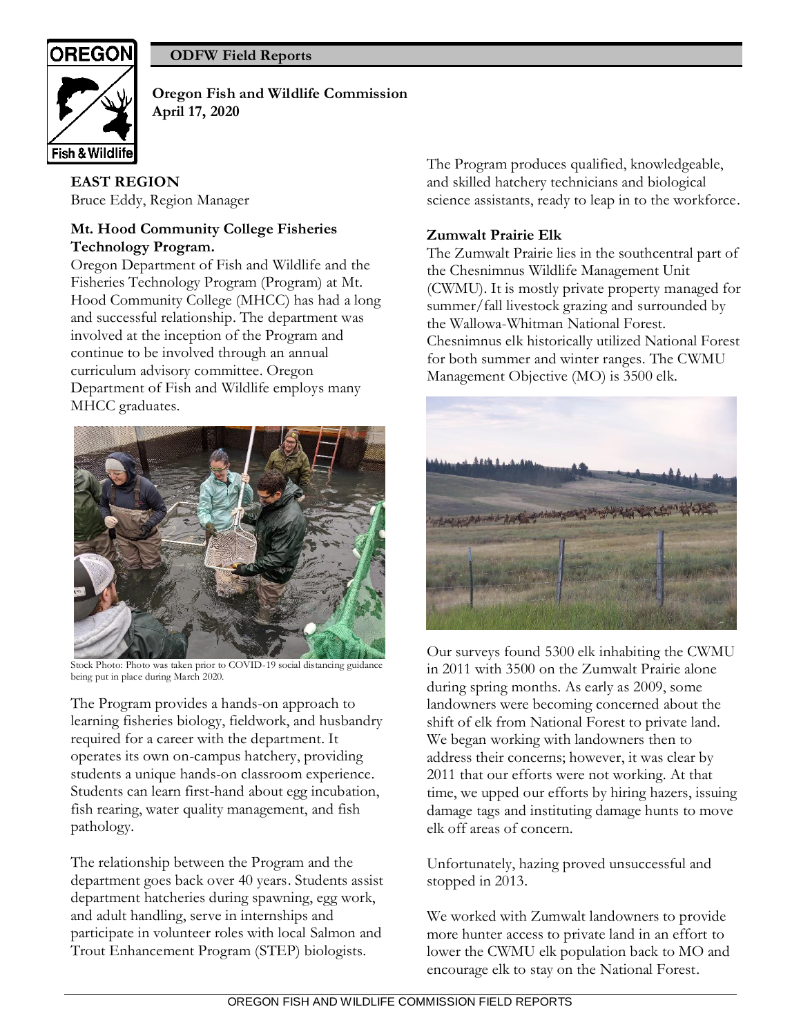**ODFW Field Reports**

**Oregon Fish and Wildlife Commission**
**April 17, 2020**

## EAST REGION

Bruce Eddy, Region Manager

### Mt. Hood Community College Fisheries Technology Program.

Oregon Department of Fish and Wildlife and the Fisheries Technology Program (Program) at Mt. Hood Community College (MHCC) has had a long and successful relationship. The department was involved at the inception of the Program and continue to be involved through an annual curriculum advisory committee. Oregon Department of Fish and Wildlife employs many MHCC graduates.

Stock Photo: Photo was taken prior to COVID-19 social distancing guidance being put in place during March 2020.

The Program provides a hands-on approach to learning fisheries biology, fieldwork, and husbandry required for a career with the department. It operates its own on-campus hatchery, providing students a unique hands-on classroom experience. Students can learn first-hand about egg incubation, fish rearing, water quality management, and fish pathology.

The relationship between the Program and the department goes back over 40 years. Students assist department hatcheries during spawning, egg work, and adult handling, serve in internships and participate in volunteer roles with local Salmon and Trout Enhancement Program (STEP) biologists.

The Program produces qualified, knowledgeable, and skilled hatchery technicians and biological science assistants, ready to leap in to the workforce.

### Zumwalt Prairie Elk

The Zumwalt Prairie lies in the southcentral part of the Chesnimnus Wildlife Management Unit (CWMU). It is mostly private property managed for summer/fall livestock grazing and surrounded by the Wallowa-Whitman National Forest. Chesnimnus elk historically utilized National Forest for both summer and winter ranges. The CWMU Management Objective (MO) is 3500 elk.

Our surveys found 5300 elk inhabiting the CWMU in 2011 with 3500 on the Zumwalt Prairie alone during spring months. As early as 2009, some landowners were becoming concerned about the shift of elk from National Forest to private land. We began working with landowners then to address their concerns; however, it was clear by 2011 that our efforts were not working. At that time, we upped our efforts by hiring hazers, issuing damage tags and instituting damage hunts to move elk off areas of concern.

Unfortunately, hazing proved unsuccessful and stopped in 2013.

We worked with Zumwalt landowners to provide more hunter access to private land in an effort to lower the CWMU elk population back to MO and encourage elk to stay on the National Forest.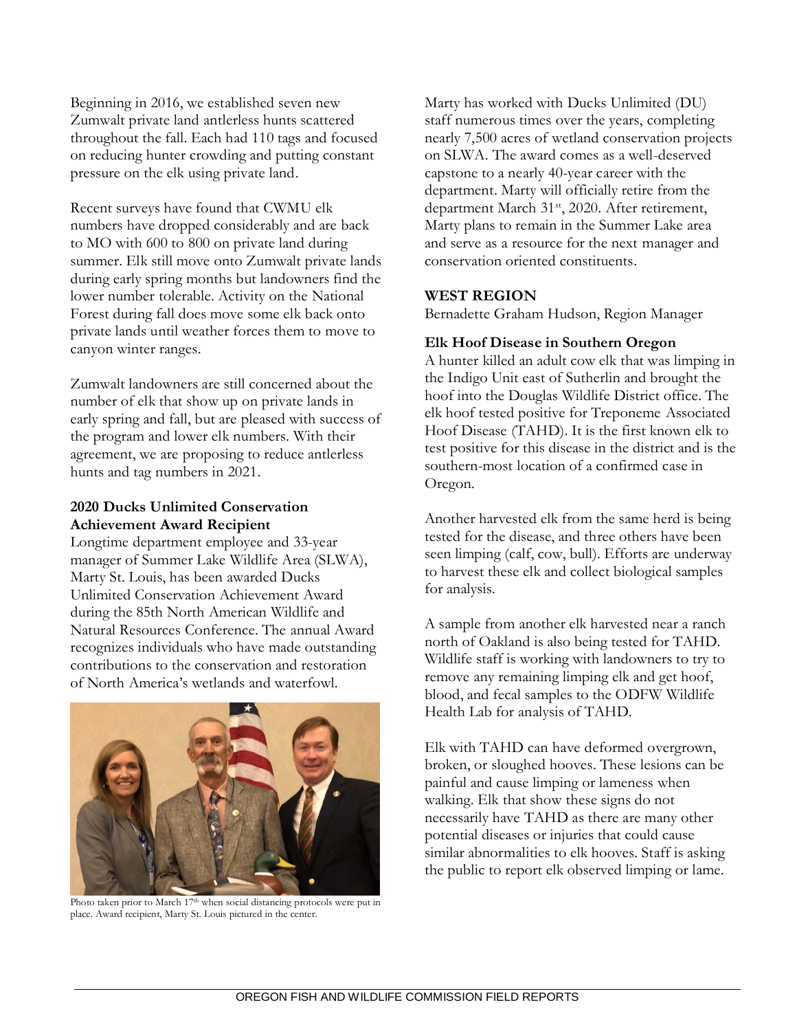Beginning in 2016, we established seven new Zumwalt private land antlerless hunts scattered throughout the fall. Each had 110 tags and focused on reducing hunter crowding and putting constant pressure on the elk using private land.

Recent surveys have found that CWMU elk numbers have dropped considerably and are back to MO with 600 to 800 on private land during summer. Elk still move onto Zumwalt private lands during early spring months but landowners find the lower number tolerable. Activity on the National Forest during fall does move some elk back onto private lands until weather forces them to move to canyon winter ranges.

Zumwalt landowners are still concerned about the number of elk that show up on private lands in early spring and fall, but are pleased with success of the program and lower elk numbers. With their agreement, we are proposing to reduce antlerless hunts and tag numbers in 2021.

**2020 Ducks Unlimited Conservation Achievement Award Recipient**

Longtime department employee and 33-year manager of Summer Lake Wildlife Area (SLWA), Marty St. Louis, has been awarded Ducks Unlimited Conservation Achievement Award during the 85th North American Wildlife and Natural Resources Conference. The annual Award recognizes individuals who have made outstanding contributions to the conservation and restoration of North America's wetlands and waterfowl.

Photo taken prior to March 17th when social distancing protocols were put in place. Award recipient, Marty St. Louis pictured in the center.

Marty has worked with Ducks Unlimited (DU) staff numerous times over the years, completing nearly 7,500 acres of wetland conservation projects on SLWA. The award comes as a well-deserved capstone to a nearly 40-year career with the department. Marty will officially retire from the department March 31st, 2020. After retirement, Marty plans to remain in the Summer Lake area and serve as a resource for the next manager and conservation oriented constituents.

**WEST REGION**

Bernadette Graham Hudson, Region Manager

**Elk Hoof Disease in Southern Oregon**

A hunter killed an adult cow elk that was limping in the Indigo Unit east of Sutherlin and brought the hoof into the Douglas Wildlife District office. The elk hoof tested positive for Treponeme Associated Hoof Disease (TAHD). It is the first known elk to test positive for this disease in the district and is the southern-most location of a confirmed case in Oregon.

Another harvested elk from the same herd is being tested for the disease, and three others have been seen limping (calf, cow, bull). Efforts are underway to harvest these elk and collect biological samples for analysis.

A sample from another elk harvested near a ranch north of Oakland is also being tested for TAHD. Wildlife staff is working with landowners to try to remove any remaining limping elk and get hoof, blood, and fecal samples to the ODFW Wildlife Health Lab for analysis of TAHD.

Elk with TAHD can have deformed overgrown, broken, or sloughed hooves. These lesions can be painful and cause limping or lameness when walking. Elk that show these signs do not necessarily have TAHD as there are many other potential diseases or injuries that could cause similar abnormalities to elk hooves. Staff is asking the public to report elk observed limping or lame.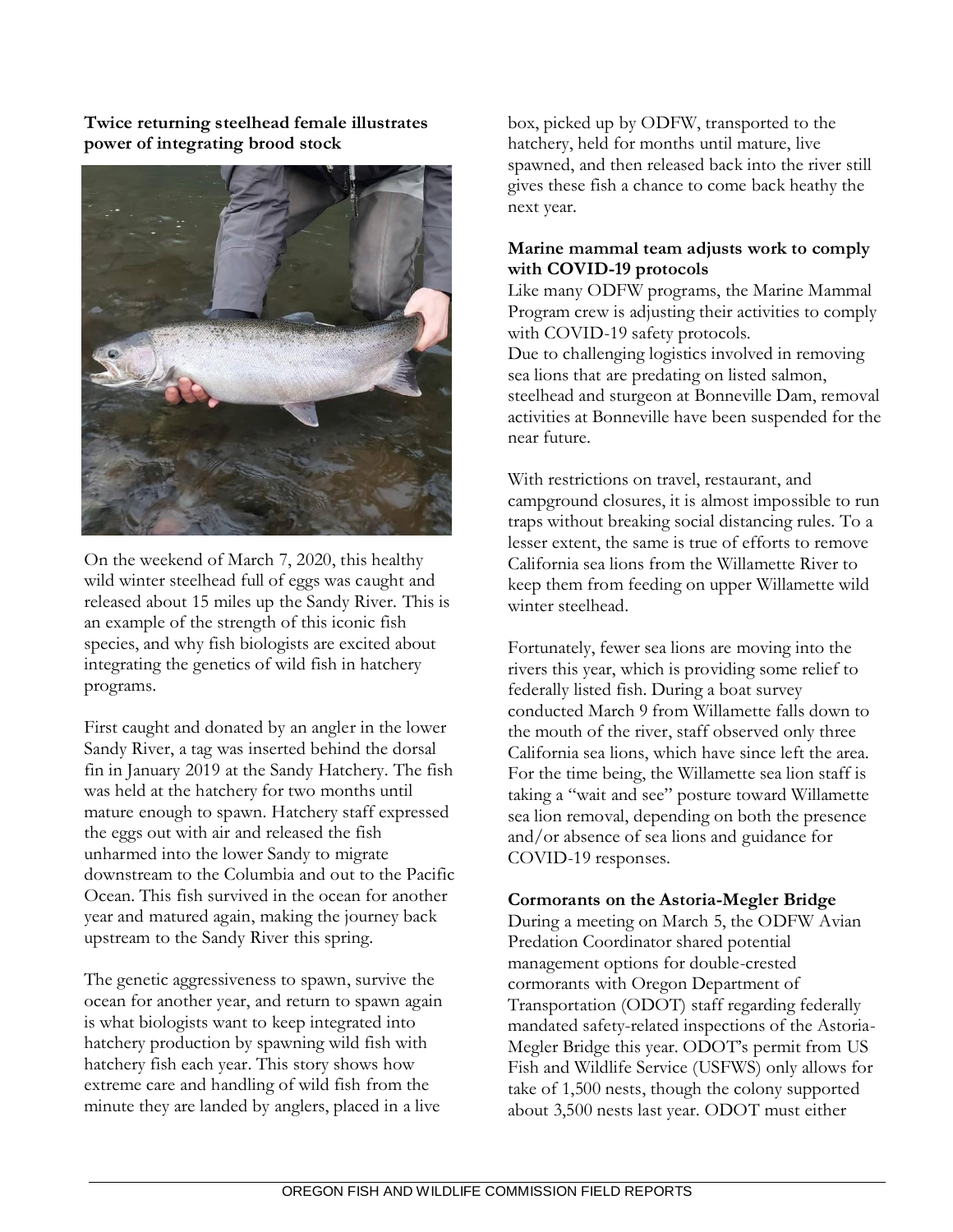**Twice returning steelhead female illustrates power of integrating brood stock**

On the weekend of March 7, 2020, this healthy wild winter steelhead full of eggs was caught and released about 15 miles up the Sandy River. This is an example of the strength of this iconic fish species, and why fish biologists are excited about integrating the genetics of wild fish in hatchery programs.

First caught and donated by an angler in the lower Sandy River, a tag was inserted behind the dorsal fin in January 2019 at the Sandy Hatchery. The fish was held at the hatchery for two months until mature enough to spawn. Hatchery staff expressed the eggs out with air and released the fish unharmed into the lower Sandy to migrate downstream to the Columbia and out to the Pacific Ocean. This fish survived in the ocean for another year and matured again, making the journey back upstream to the Sandy River this spring.

The genetic aggressiveness to spawn, survive the ocean for another year, and return to spawn again is what biologists want to keep integrated into hatchery production by spawning wild fish with hatchery fish each year. This story shows how extreme care and handling of wild fish from the minute they are landed by anglers, placed in a live box, picked up by ODFW, transported to the hatchery, held for months until mature, live spawned, and then released back into the river still gives these fish a chance to come back heathy the next year.

**Marine mammal team adjusts work to comply with COVID-19 protocols**

Like many ODFW programs, the Marine Mammal Program crew is adjusting their activities to comply with COVID-19 safety protocols.
Due to challenging logistics involved in removing sea lions that are predating on listed salmon, steelhead and sturgeon at Bonneville Dam, removal activities at Bonneville have been suspended for the near future.

With restrictions on travel, restaurant, and campground closures, it is almost impossible to run traps without breaking social distancing rules. To a lesser extent, the same is true of efforts to remove California sea lions from the Willamette River to keep them from feeding on upper Willamette wild winter steelhead.

Fortunately, fewer sea lions are moving into the rivers this year, which is providing some relief to federally listed fish. During a boat survey conducted March 9 from Willamette falls down to the mouth of the river, staff observed only three California sea lions, which have since left the area. For the time being, the Willamette sea lion staff is taking a "wait and see" posture toward Willamette sea lion removal, depending on both the presence and/or absence of sea lions and guidance for COVID-19 responses.

**Cormorants on the Astoria-Megler Bridge**

During a meeting on March 5, the ODFW Avian Predation Coordinator shared potential management options for double-crested cormorants with Oregon Department of Transportation (ODOT) staff regarding federally mandated safety-related inspections of the Astoria-Megler Bridge this year. ODOT's permit from US Fish and Wildlife Service (USFWS) only allows for take of 1,500 nests, though the colony supported about 3,500 nests last year. ODOT must either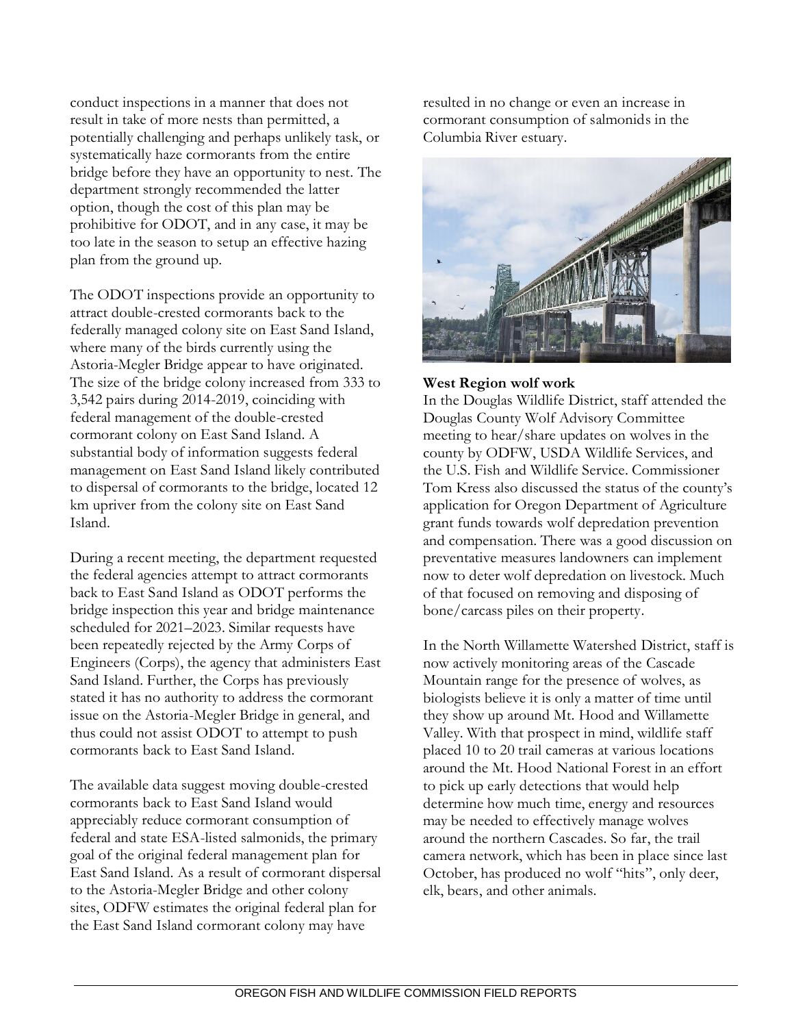conduct inspections in a manner that does not result in take of more nests than permitted, a potentially challenging and perhaps unlikely task, or systematically haze cormorants from the entire bridge before they have an opportunity to nest. The department strongly recommended the latter option, though the cost of this plan may be prohibitive for ODOT, and in any case, it may be too late in the season to setup an effective hazing plan from the ground up.

The ODOT inspections provide an opportunity to attract double-crested cormorants back to the federally managed colony site on East Sand Island, where many of the birds currently using the Astoria-Megler Bridge appear to have originated. The size of the bridge colony increased from 333 to 3,542 pairs during 2014-2019, coinciding with federal management of the double-crested cormorant colony on East Sand Island. A substantial body of information suggests federal management on East Sand Island likely contributed to dispersal of cormorants to the bridge, located 12 km upriver from the colony site on East Sand Island.

During a recent meeting, the department requested the federal agencies attempt to attract cormorants back to East Sand Island as ODOT performs the bridge inspection this year and bridge maintenance scheduled for 2021–2023. Similar requests have been repeatedly rejected by the Army Corps of Engineers (Corps), the agency that administers East Sand Island. Further, the Corps has previously stated it has no authority to address the cormorant issue on the Astoria-Megler Bridge in general, and thus could not assist ODOT to attempt to push cormorants back to East Sand Island.

The available data suggest moving double-crested cormorants back to East Sand Island would appreciably reduce cormorant consumption of federal and state ESA-listed salmonids, the primary goal of the original federal management plan for East Sand Island. As a result of cormorant dispersal to the Astoria-Megler Bridge and other colony sites, ODFW estimates the original federal plan for the East Sand Island cormorant colony may have resulted in no change or even an increase in cormorant consumption of salmonids in the Columbia River estuary.

**West Region wolf work**

In the Douglas Wildlife District, staff attended the Douglas County Wolf Advisory Committee meeting to hear/share updates on wolves in the county by ODFW, USDA Wildlife Services, and the U.S. Fish and Wildlife Service. Commissioner Tom Kress also discussed the status of the county's application for Oregon Department of Agriculture grant funds towards wolf depredation prevention and compensation. There was a good discussion on preventative measures landowners can implement now to deter wolf depredation on livestock. Much of that focused on removing and disposing of bone/carcass piles on their property.

In the North Willamette Watershed District, staff is now actively monitoring areas of the Cascade Mountain range for the presence of wolves, as biologists believe it is only a matter of time until they show up around Mt. Hood and Willamette Valley. With that prospect in mind, wildlife staff placed 10 to 20 trail cameras at various locations around the Mt. Hood National Forest in an effort to pick up early detections that would help determine how much time, energy and resources may be needed to effectively manage wolves around the northern Cascades. So far, the trail camera network, which has been in place since last October, has produced no wolf "hits", only deer, elk, bears, and other animals.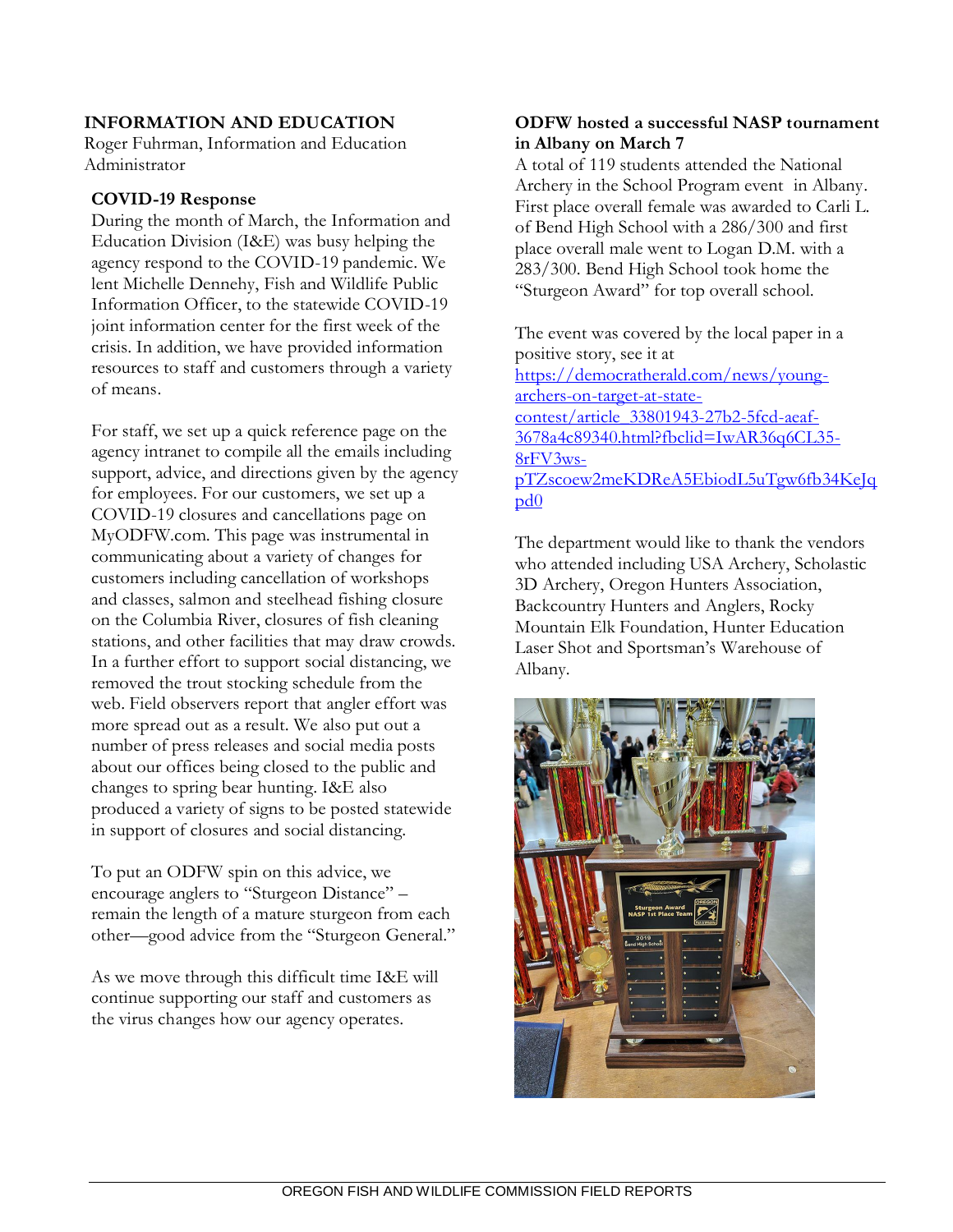## INFORMATION AND EDUCATION

Roger Fuhrman, Information and Education Administrator

### COVID-19 Response

During the month of March, the Information and Education Division (I&E) was busy helping the agency respond to the COVID-19 pandemic. We lent Michelle Dennehy, Fish and Wildlife Public Information Officer, to the statewide COVID-19 joint information center for the first week of the crisis. In addition, we have provided information resources to staff and customers through a variety of means.

For staff, we set up a quick reference page on the agency intranet to compile all the emails including support, advice, and directions given by the agency for employees. For our customers, we set up a COVID-19 closures and cancellations page on MyODFW.com. This page was instrumental in communicating about a variety of changes for customers including cancellation of workshops and classes, salmon and steelhead fishing closure on the Columbia River, closures of fish cleaning stations, and other facilities that may draw crowds. In a further effort to support social distancing, we removed the trout stocking schedule from the web. Field observers report that angler effort was more spread out as a result. We also put out a number of press releases and social media posts about our offices being closed to the public and changes to spring bear hunting. I&E also produced a variety of signs to be posted statewide in support of closures and social distancing.

To put an ODFW spin on this advice, we encourage anglers to "Sturgeon Distance" – remain the length of a mature sturgeon from each other—good advice from the "Sturgeon General."

As we move through this difficult time I&E will continue supporting our staff and customers as the virus changes how our agency operates.

### ODFW hosted a successful NASP tournament in Albany on March 7

A total of 119 students attended the National Archery in the School Program event in Albany. First place overall female was awarded to Carli L. of Bend High School with a 286/300 and first place overall male went to Logan D.M. with a 283/300. Bend High School took home the "Sturgeon Award" for top overall school.

The event was covered by the local paper in a positive story, see it at https://democratherald.com/news/young-archers-on-target-at-state-contest/article_33801943-27b2-5fcd-aeaf-3678a4c89340.html?fbclid=IwAR36q6CL35-8rFV3ws-pTZscoew2meKDReA5EbiodL5uTgw6fb34KeJqpd0

The department would like to thank the vendors who attended including USA Archery, Scholastic 3D Archery, Oregon Hunters Association, Backcountry Hunters and Anglers, Rocky Mountain Elk Foundation, Hunter Education Laser Shot and Sportsman's Warehouse of Albany.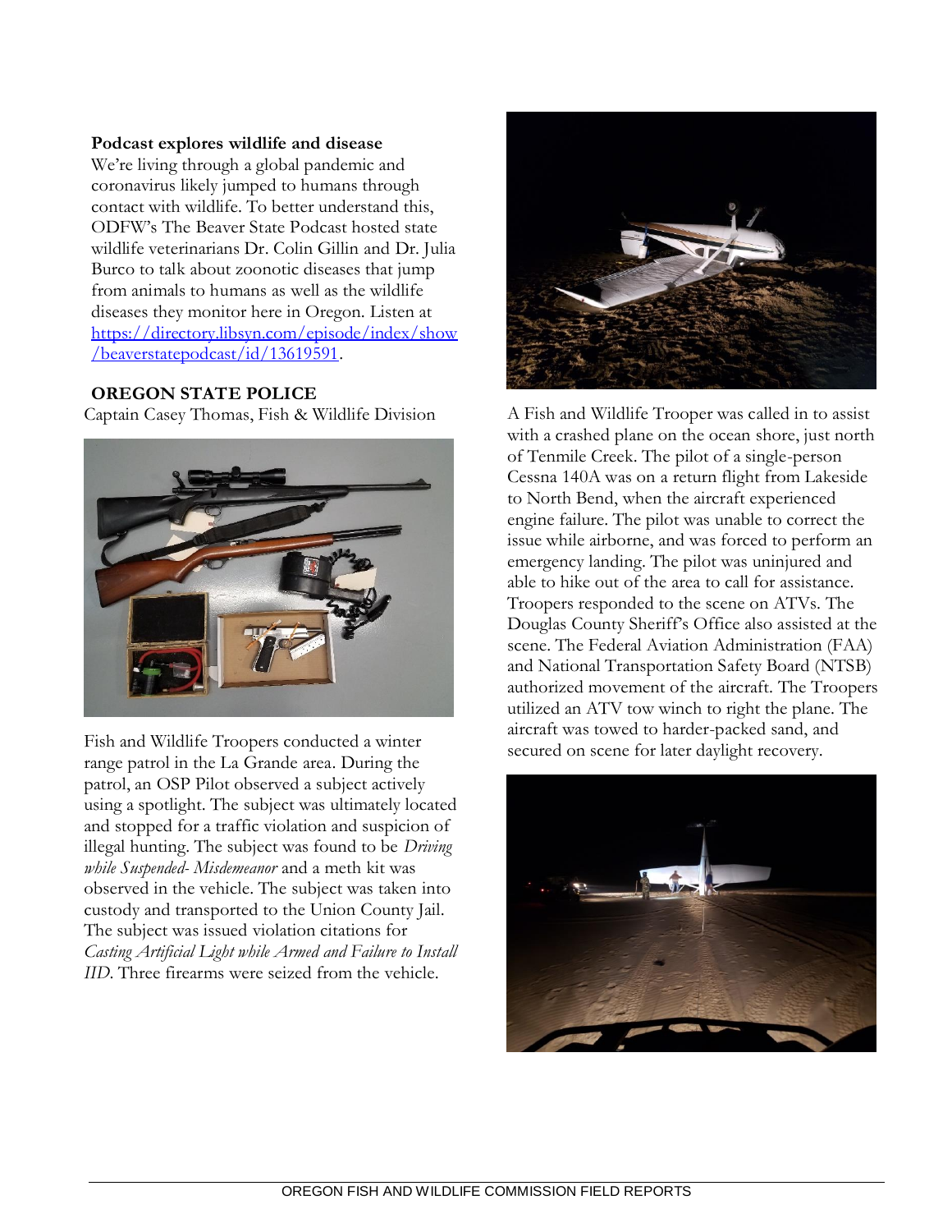**Podcast explores wildlife and disease**

We're living through a global pandemic and coronavirus likely jumped to humans through contact with wildlife. To better understand this, ODFW's The Beaver State Podcast hosted state wildlife veterinarians Dr. Colin Gillin and Dr. Julia Burco to talk about zoonotic diseases that jump from animals to humans as well as the wildlife diseases they monitor here in Oregon. Listen at https://directory.libsyn.com/episode/index/show/beaverstatepodcast/id/13619591.

**OREGON STATE POLICE**

Captain Casey Thomas, Fish & Wildlife Division

Fish and Wildlife Troopers conducted a winter range patrol in the La Grande area. During the patrol, an OSP Pilot observed a subject actively using a spotlight. The subject was ultimately located and stopped for a traffic violation and suspicion of illegal hunting. The subject was found to be *Driving while Suspended- Misdemeanor* and a meth kit was observed in the vehicle. The subject was taken into custody and transported to the Union County Jail. The subject was issued violation citations for *Casting Artificial Light while Armed and Failure to Install IID*. Three firearms were seized from the vehicle.

A Fish and Wildlife Trooper was called in to assist with a crashed plane on the ocean shore, just north of Tenmile Creek. The pilot of a single-person Cessna 140A was on a return flight from Lakeside to North Bend, when the aircraft experienced engine failure. The pilot was unable to correct the issue while airborne, and was forced to perform an emergency landing. The pilot was uninjured and able to hike out of the area to call for assistance. Troopers responded to the scene on ATVs. The Douglas County Sheriff's Office also assisted at the scene. The Federal Aviation Administration (FAA) and National Transportation Safety Board (NTSB) authorized movement of the aircraft. The Troopers utilized an ATV tow winch to right the plane. The aircraft was towed to harder-packed sand, and secured on scene for later daylight recovery.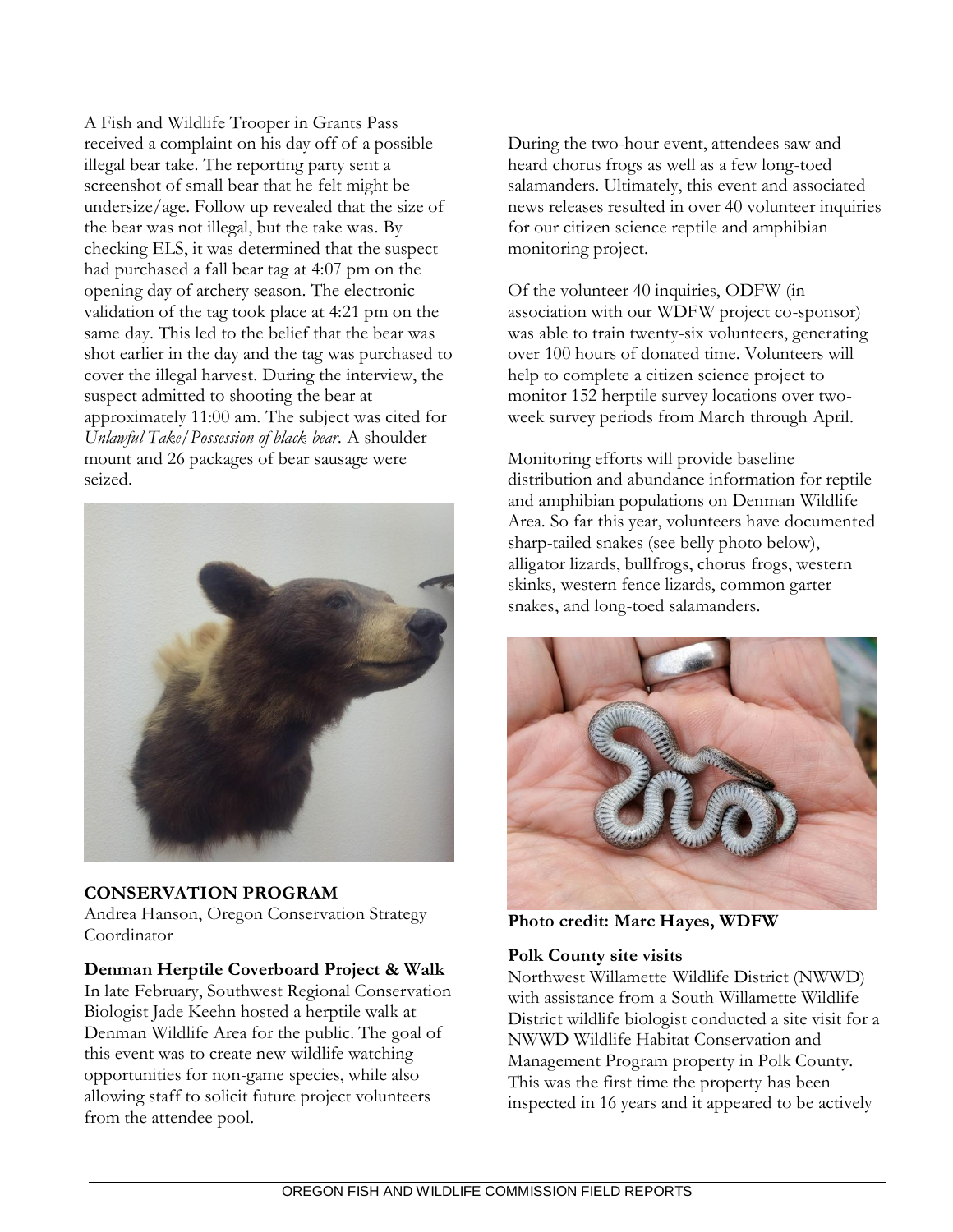A Fish and Wildlife Trooper in Grants Pass received a complaint on his day off of a possible illegal bear take. The reporting party sent a screenshot of small bear that he felt might be undersize/age. Follow up revealed that the size of the bear was not illegal, but the take was. By checking ELS, it was determined that the suspect had purchased a fall bear tag at 4:07 pm on the opening day of archery season. The electronic validation of the tag took place at 4:21 pm on the same day. This led to the belief that the bear was shot earlier in the day and the tag was purchased to cover the illegal harvest. During the interview, the suspect admitted to shooting the bear at approximately 11:00 am. The subject was cited for *Unlawful Take/Possession of black bear*. A shoulder mount and 26 packages of bear sausage were seized.

**CONSERVATION PROGRAM**
Andrea Hanson, Oregon Conservation Strategy Coordinator

**Denman Herptile Coverboard Project & Walk**
In late February, Southwest Regional Conservation Biologist Jade Keehn hosted a herptile walk at Denman Wildlife Area for the public. The goal of this event was to create new wildlife watching opportunities for non-game species, while also allowing staff to solicit future project volunteers from the attendee pool.

During the two-hour event, attendees saw and heard chorus frogs as well as a few long-toed salamanders. Ultimately, this event and associated news releases resulted in over 40 volunteer inquiries for our citizen science reptile and amphibian monitoring project.

Of the volunteer 40 inquiries, ODFW (in association with our WDFW project co-sponsor) was able to train twenty-six volunteers, generating over 100 hours of donated time. Volunteers will help to complete a citizen science project to monitor 152 herptile survey locations over two-week survey periods from March through April.

Monitoring efforts will provide baseline distribution and abundance information for reptile and amphibian populations on Denman Wildlife Area. So far this year, volunteers have documented sharp-tailed snakes (see belly photo below), alligator lizards, bullfrogs, chorus frogs, western skinks, western fence lizards, common garter snakes, and long-toed salamanders.

**Photo credit: Marc Hayes, WDFW**

**Polk County site visits**
Northwest Willamette Wildlife District (NWWD) with assistance from a South Willamette Wildlife District wildlife biologist conducted a site visit for a NWWD Wildlife Habitat Conservation and Management Program property in Polk County. This was the first time the property has been inspected in 16 years and it appeared to be actively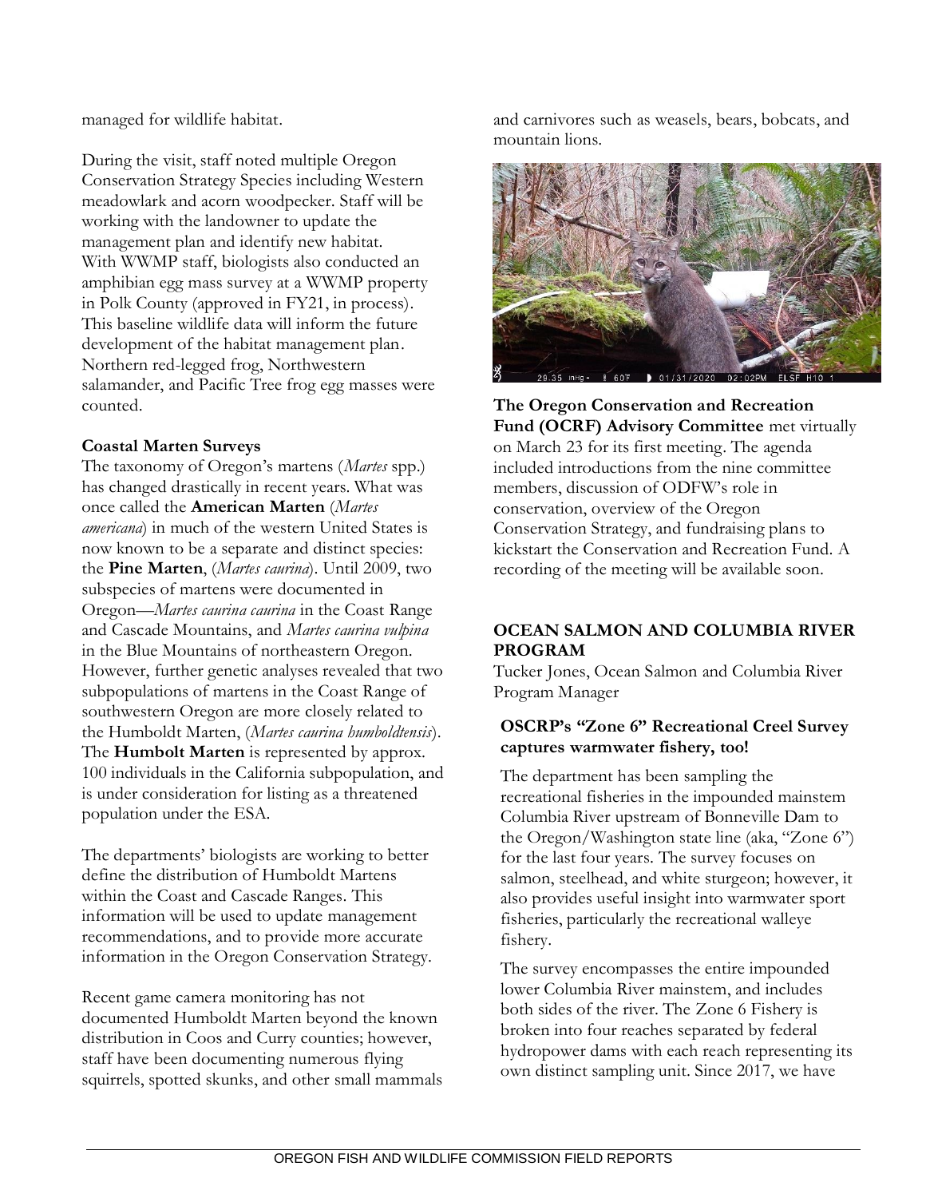managed for wildlife habitat.

During the visit, staff noted multiple Oregon Conservation Strategy Species including Western meadowlark and acorn woodpecker. Staff will be working with the landowner to update the management plan and identify new habitat. With WWMP staff, biologists also conducted an amphibian egg mass survey at a WWMP property in Polk County (approved in FY21, in process). This baseline wildlife data will inform the future development of the habitat management plan. Northern red-legged frog, Northwestern salamander, and Pacific Tree frog egg masses were counted.

**Coastal Marten Surveys**

The taxonomy of Oregon's martens (*Martes* spp.) has changed drastically in recent years. What was once called the **American Marten** (*Martes americana*) in much of the western United States is now known to be a separate and distinct species: the **Pine Marten**, (*Martes caurina*). Until 2009, two subspecies of martens were documented in Oregon—*Martes caurina caurina* in the Coast Range and Cascade Mountains, and *Martes caurina vulpina* in the Blue Mountains of northeastern Oregon. However, further genetic analyses revealed that two subpopulations of martens in the Coast Range of southwestern Oregon are more closely related to the Humboldt Marten, (*Martes caurina humboldtensis*). The **Humbolt Marten** is represented by approx. 100 individuals in the California subpopulation, and is under consideration for listing as a threatened population under the ESA.

The departments' biologists are working to better define the distribution of Humboldt Martens within the Coast and Cascade Ranges. This information will be used to update management recommendations, and to provide more accurate information in the Oregon Conservation Strategy.

Recent game camera monitoring has not documented Humboldt Marten beyond the known distribution in Coos and Curry counties; however, staff have been documenting numerous flying squirrels, spotted skunks, and other small mammals and carnivores such as weasels, bears, bobcats, and mountain lions.

**The Oregon Conservation and Recreation Fund (OCRF) Advisory Committee** met virtually on March 23 for its first meeting. The agenda included introductions from the nine committee members, discussion of ODFW's role in conservation, overview of the Oregon Conservation Strategy, and fundraising plans to kickstart the Conservation and Recreation Fund. A recording of the meeting will be available soon.

## OCEAN SALMON AND COLUMBIA RIVER PROGRAM

Tucker Jones, Ocean Salmon and Columbia River Program Manager

**OSCRP's "Zone 6" Recreational Creel Survey captures warmwater fishery, too!**

The department has been sampling the recreational fisheries in the impounded mainstem Columbia River upstream of Bonneville Dam to the Oregon/Washington state line (aka, "Zone 6") for the last four years. The survey focuses on salmon, steelhead, and white sturgeon; however, it also provides useful insight into warmwater sport fisheries, particularly the recreational walleye fishery.

The survey encompasses the entire impounded lower Columbia River mainstem, and includes both sides of the river. The Zone 6 Fishery is broken into four reaches separated by federal hydropower dams with each reach representing its own distinct sampling unit. Since 2017, we have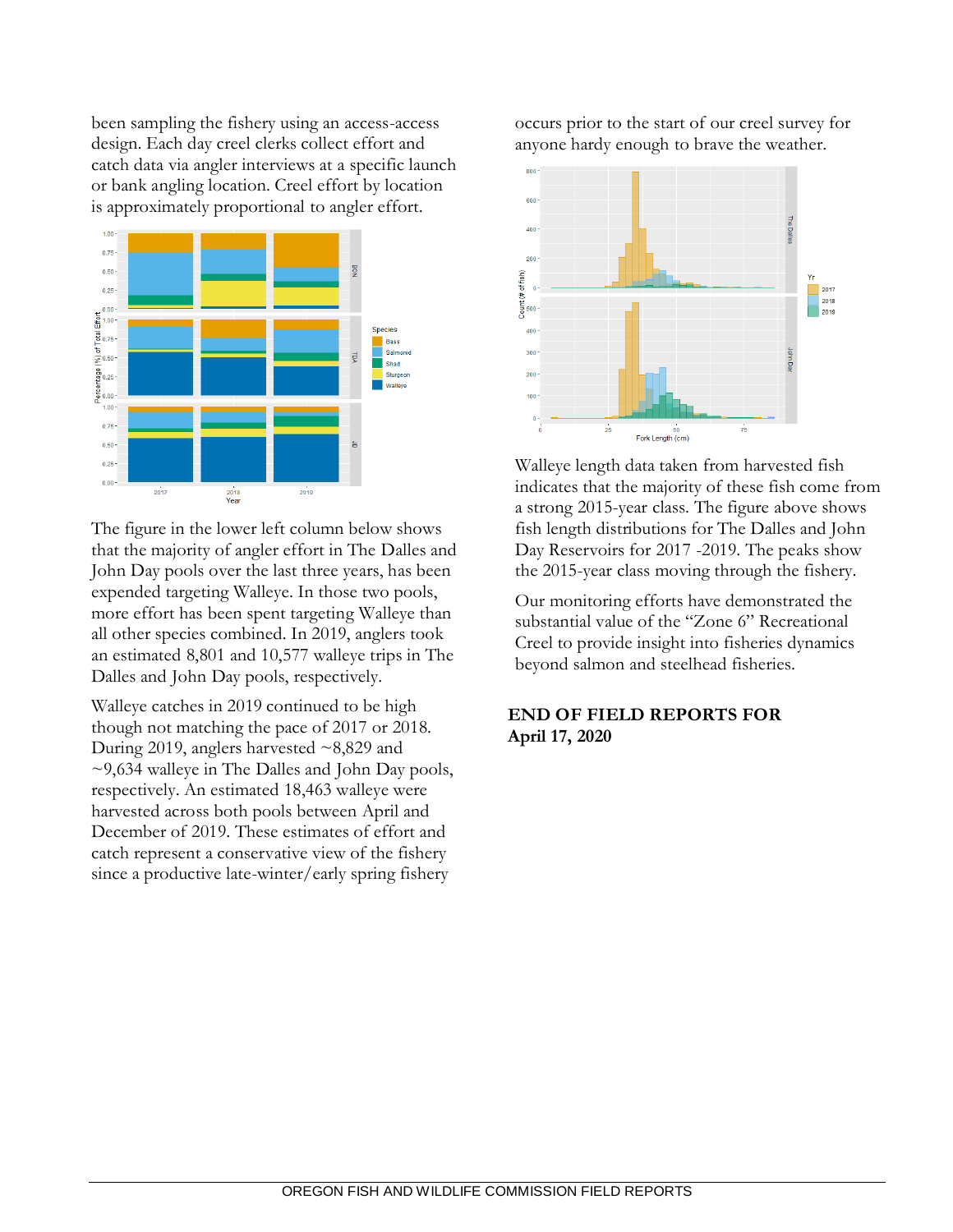been sampling the fishery using an access-access design. Each day creel clerks collect effort and catch data via angler interviews at a specific launch or bank angling location. Creel effort by location is approximately proportional to angler effort.

1.00
0.75
0.50
0.25
0.00
Percentage (%) of Total Effort
BON
TDA
JD
2017
2018
2019
Year
Species
Bass
Salmonid
Shad
Sturgeon
Walleye

The figure in the lower left column below shows that the majority of angler effort in The Dalles and John Day pools over the last three years, has been expended targeting Walleye. In those two pools, more effort has been spent targeting Walleye than all other species combined. In 2019, anglers took an estimated 8,801 and 10,577 walleye trips in The Dalles and John Day pools, respectively.

Walleye catches in 2019 continued to be high though not matching the pace of 2017 or 2018. During 2019, anglers harvested ~8,829 and ~9,634 walleye in The Dalles and John Day pools, respectively. An estimated 18,463 walleye were harvested across both pools between April and December of 2019. These estimates of effort and catch represent a conservative view of the fishery since a productive late-winter/early spring fishery occurs prior to the start of our creel survey for anyone hardy enough to brave the weather.

800
600
400
200
0
500
400
300
200
100
0
Count (# of fish)
0
25
50
75
Fork Length (cm)
The Dalles
John Day
Yr
2017
2018
2019

Walleye length data taken from harvested fish indicates that the majority of these fish come from a strong 2015-year class. The figure above shows fish length distributions for The Dalles and John Day Reservoirs for 2017 -2019. The peaks show the 2015-year class moving through the fishery.

Our monitoring efforts have demonstrated the substantial value of the "Zone 6" Recreational Creel to provide insight into fisheries dynamics beyond salmon and steelhead fisheries.

**END OF FIELD REPORTS FOR April 17, 2020**